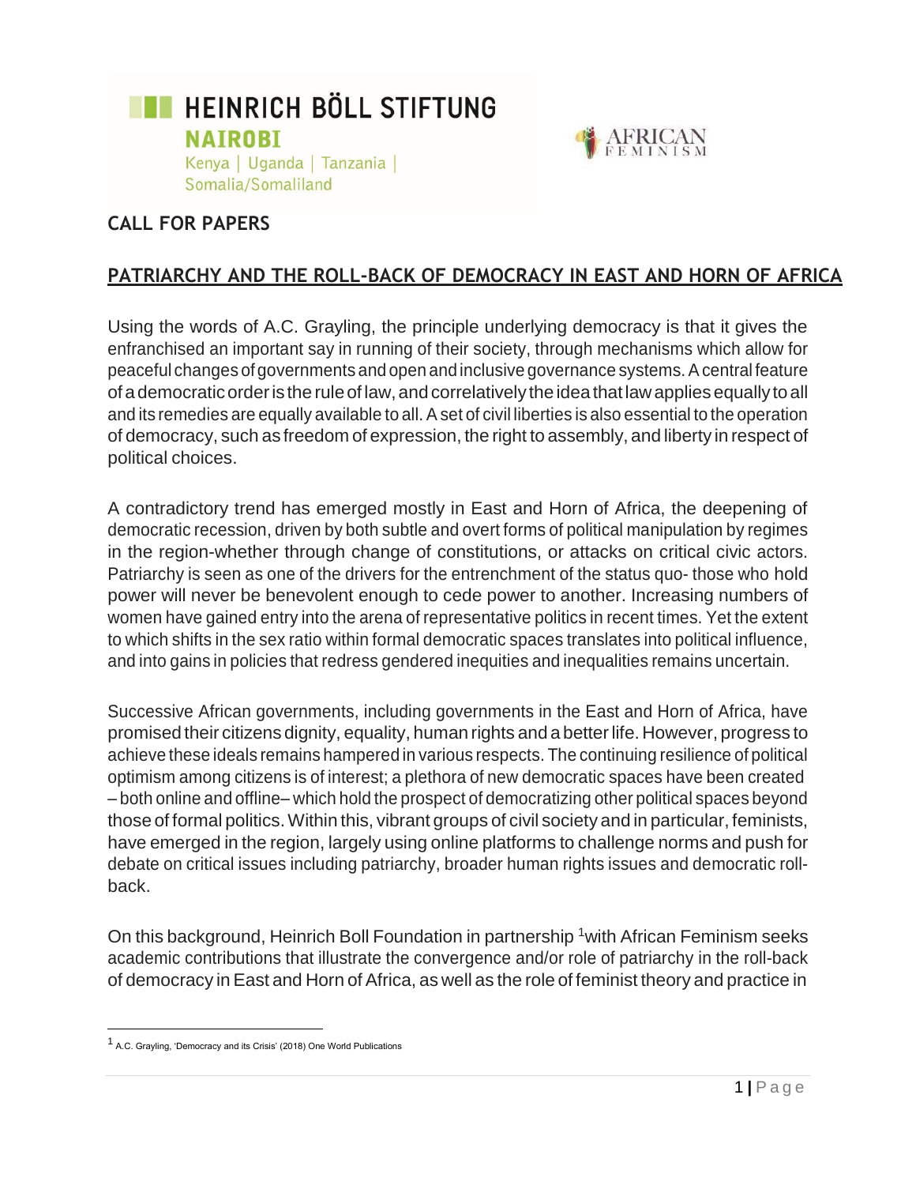HEINRICH BÖLL STIFTUNG
NAIROBI
Kenya | Uganda | Tanzania | Somalia/Somaliland

AFRICAN FEMINISM

## CALL FOR PAPERS

## PATRIARCHY AND THE ROLL-BACK OF DEMOCRACY IN EAST AND HORN OF AFRICA

Using the words of A.C. Grayling, the principle underlying democracy is that it gives the enfranchised an important say in running of their society, through mechanisms which allow for peaceful changes of governments and open and inclusive governance systems. A central feature of a democratic order is the rule of law, and correlatively the idea that law applies equally to all and its remedies are equally available to all. A set of civil liberties is also essential to the operation of democracy, such as freedom of expression, the right to assembly, and liberty in respect of political choices.

A contradictory trend has emerged mostly in East and Horn of Africa, the deepening of democratic recession, driven by both subtle and overt forms of political manipulation by regimes in the region-whether through change of constitutions, or attacks on critical civic actors. Patriarchy is seen as one of the drivers for the entrenchment of the status quo- those who hold power will never be benevolent enough to cede power to another. Increasing numbers of women have gained entry into the arena of representative politics in recent times. Yet the extent to which shifts in the sex ratio within formal democratic spaces translates into political influence, and into gains in policies that redress gendered inequities and inequalities remains uncertain.

Successive African governments, including governments in the East and Horn of Africa, have promised their citizens dignity, equality, human rights and a better life. However, progress to achieve these ideals remains hampered in various respects. The continuing resilience of political optimism among citizens is of interest; a plethora of new democratic spaces have been created – both online and offline– which hold the prospect of democratizing other political spaces beyond those of formal politics. Within this, vibrant groups of civil society and in particular, feminists, have emerged in the region, largely using online platforms to challenge norms and push for debate on critical issues including patriarchy, broader human rights issues and democratic roll-back.

On this background, Heinrich Boll Foundation in partnership [1] with African Feminism seeks academic contributions that illustrate the convergence and/or role of patriarchy in the roll-back of democracy in East and Horn of Africa, as well as the role of feminist theory and practice in

[1] A.C. Grayling, 'Democracy and its Crisis' (2018) One World Publications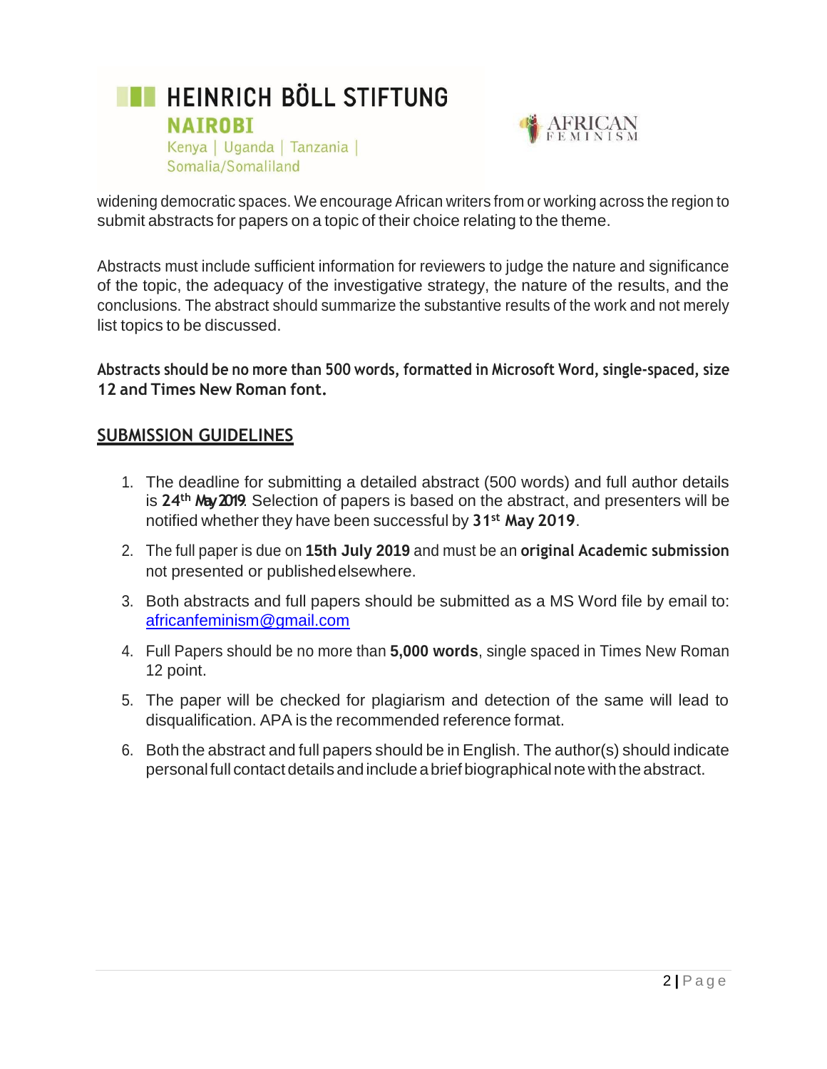widening democratic spaces. We encourage African writers from or working across the region to submit abstracts for papers on a topic of their choice relating to the theme.

Abstracts must include sufficient information for reviewers to judge the nature and significance of the topic, the adequacy of the investigative strategy, the nature of the results, and the conclusions. The abstract should summarize the substantive results of the work and not merely list topics to be discussed.

**Abstracts should be no more than 500 words, formatted in Microsoft Word, single-spaced, size 12 and Times New Roman font.**

## SUBMISSION GUIDELINES

1. The deadline for submitting a detailed abstract (500 words) and full author details is **24th May 2019**. Selection of papers is based on the abstract, and presenters will be notified whether they have been successful by **31st May 2019**.
2. The full paper is due on **15th July 2019** and must be an **original Academic submission** not presented or published elsewhere.
3. Both abstracts and full papers should be submitted as a MS Word file by email to: africanfeminism@gmail.com
4. Full Papers should be no more than **5,000 words**, single spaced in Times New Roman 12 point.
5. The paper will be checked for plagiarism and detection of the same will lead to disqualification. APA is the recommended reference format.
6. Both the abstract and full papers should be in English. The author(s) should indicate personal full contact details and include a brief biographical note with the abstract.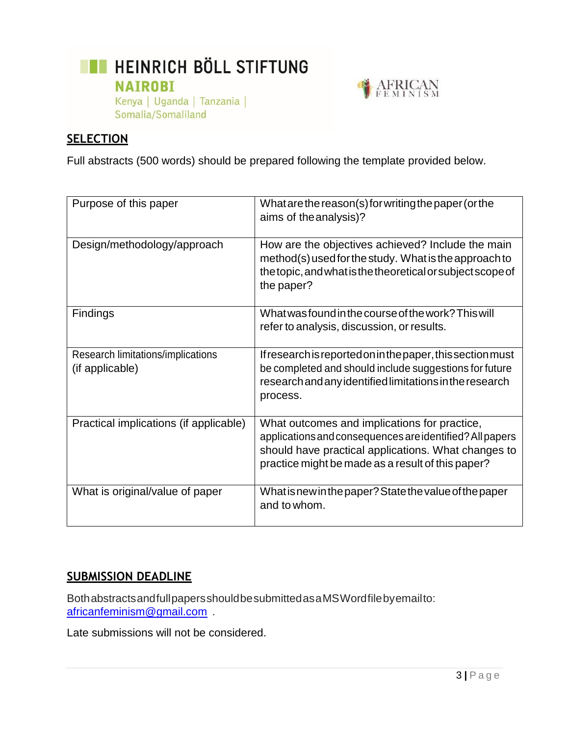## SELECTION

Full abstracts (500 words) should be prepared following the template provided below.

| | |
|---|---|
| Purpose of this paper | What are the reason(s) for writing the paper (or the aims of the analysis)? |
| Design/methodology/approach | How are the objectives achieved? Include the main method(s) used for the study. What is the approach to the topic, and what is the theoretical or subject scope of the paper? |
| Findings | What was found in the course of the work? This will refer to analysis, discussion, or results. |
| Research limitations/implications (if applicable) | If research is reported on in the paper, this section must be completed and should include suggestions for future research and any identified limitations in the research process. |
| Practical implications (if applicable) | What outcomes and implications for practice, applications and consequences are identified? All papers should have practical applications. What changes to practice might be made as a result of this paper? |
| What is original/value of paper | What is new in the paper? State the value of the paper and to whom. |

## SUBMISSION DEADLINE

Both abstracts and full papers should be submitted as a MS Word file by email to: africanfeminism@gmail.com .

Late submissions will not be considered.